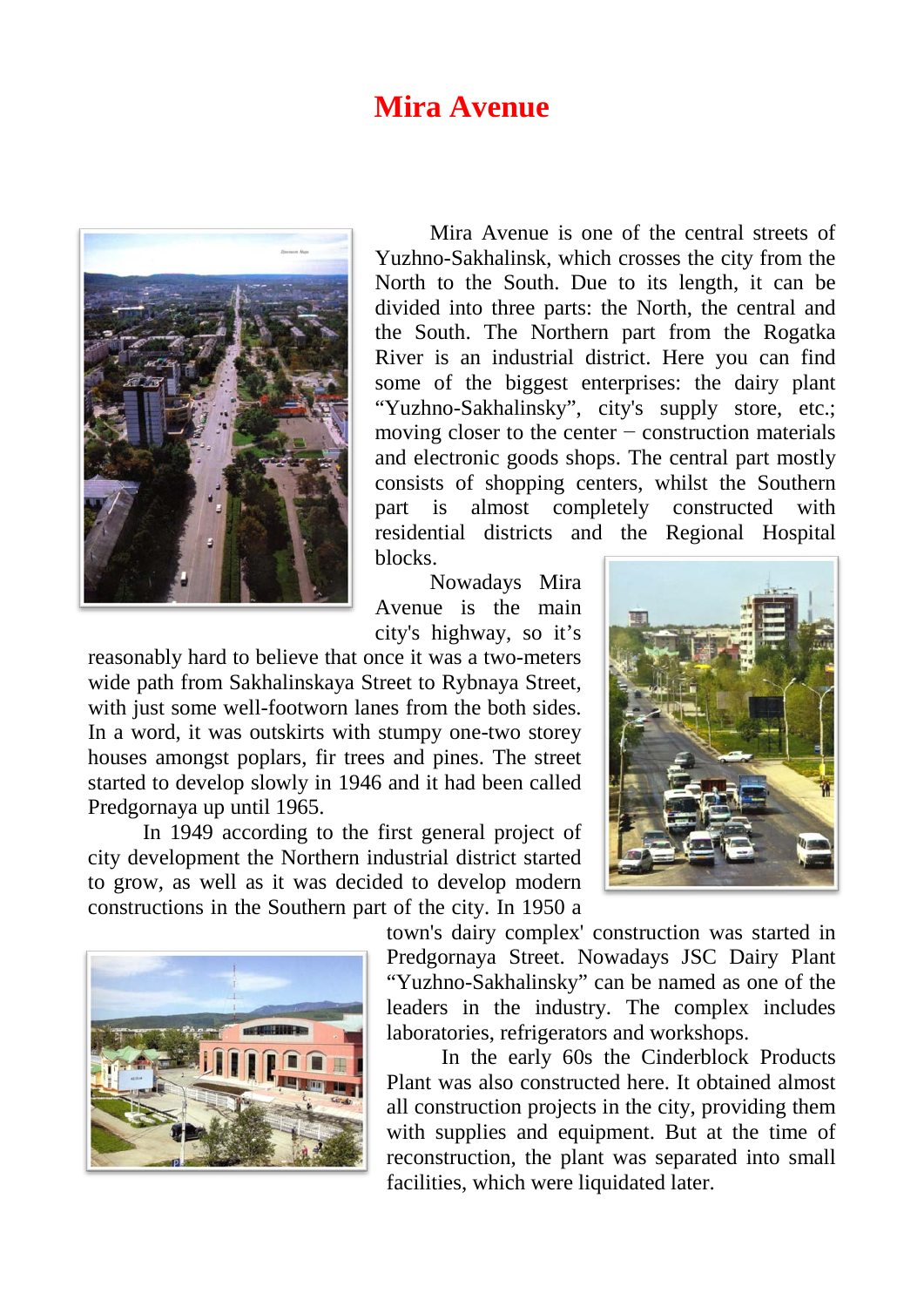# Mira Avenue

Mira Avenue is one of the central streets of Yuzhno-Sakhalinsk, which crosses the city from the North to the South. Due to its length, it can be divided into three parts: the North, the central and the South. The Northern part from the Rogatka River is an industrial district. Here you can find some of the biggest enterprises: the dairy plant "Yuzhno-Sakhalinsky", city's supply store, etc.; moving closer to the center − construction materials and electronic goods shops. The central part mostly consists of shopping centers, whilst the Southern part is almost completely constructed with residential districts and the Regional Hospital blocks.

Nowadays Mira Avenue is the main city's highway, so it's reasonably hard to believe that once it was a two-meters wide path from Sakhalinskaya Street to Rybnaya Street, with just some well-footworn lanes from the both sides. In a word, it was outskirts with stumpy one-two storey houses amongst poplars, fir trees and pines. The street started to develop slowly in 1946 and it had been called Predgornaya up until 1965.

In 1949 according to the first general project of city development the Northern industrial district started to grow, as well as it was decided to develop modern constructions in the Southern part of the city. In 1950 a town's dairy complex' construction was started in Predgornaya Street. Nowadays JSC Dairy Plant "Yuzhno-Sakhalinsky" can be named as one of the leaders in the industry. The complex includes laboratories, refrigerators and workshops.

In the early 60s the Cinderblock Products Plant was also constructed here. It obtained almost all construction projects in the city, providing them with supplies and equipment. But at the time of reconstruction, the plant was separated into small facilities, which were liquidated later.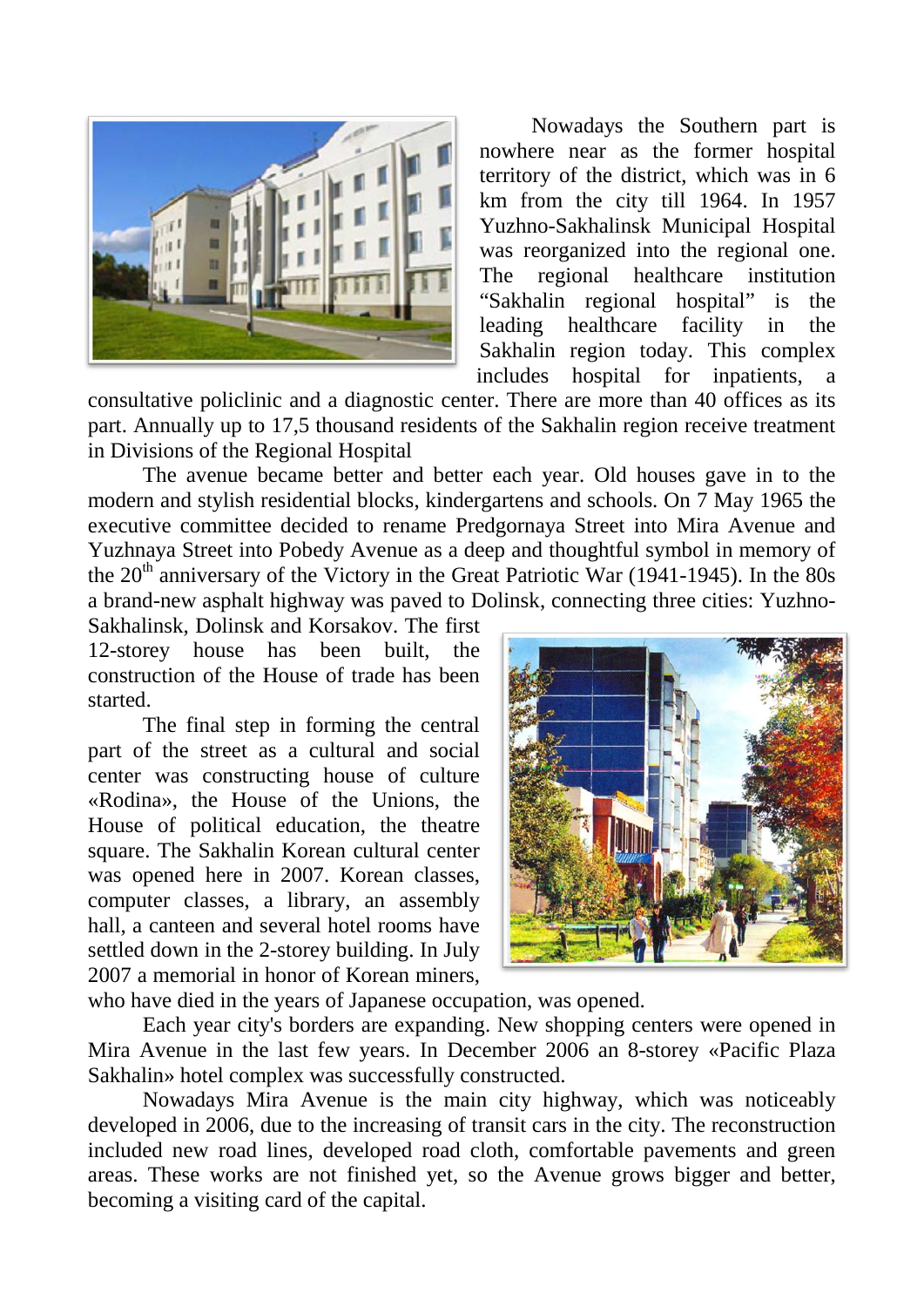Nowadays the Southern part is nowhere near as the former hospital territory of the district, which was in 6 km from the city till 1964. In 1957 Yuzhno-Sakhalinsk Municipal Hospital was reorganized into the regional one. The regional healthcare institution "Sakhalin regional hospital" is the leading healthcare facility in the Sakhalin region today. This complex includes hospital for inpatients, a consultative policlinic and a diagnostic center. There are more than 40 offices as its part. Annually up to 17,5 thousand residents of the Sakhalin region receive treatment in Divisions of the Regional Hospital

The avenue became better and better each year. Old houses gave in to the modern and stylish residential blocks, kindergartens and schools. On 7 May 1965 the executive committee decided to rename Predgornaya Street into Mira Avenue and Yuzhnaya Street into Pobedy Avenue as a deep and thoughtful symbol in memory of the 20th anniversary of the Victory in the Great Patriotic War (1941-1945). In the 80s a brand-new asphalt highway was paved to Dolinsk, connecting three cities: Yuzhno-Sakhalinsk, Dolinsk and Korsakov. The first 12-storey house has been built, the construction of the House of trade has been started.

The final step in forming the central part of the street as a cultural and social center was constructing house of culture «Rodina», the House of the Unions, the House of political education, the theatre square. The Sakhalin Korean cultural center was opened here in 2007. Korean classes, computer classes, a library, an assembly hall, a canteen and several hotel rooms have settled down in the 2-storey building. In July 2007 a memorial in honor of Korean miners, who have died in the years of Japanese occupation, was opened.

Each year city's borders are expanding. New shopping centers were opened in Mira Avenue in the last few years. In December 2006 an 8-storey «Pacific Plaza Sakhalin» hotel complex was successfully constructed.

Nowadays Mira Avenue is the main city highway, which was noticeably developed in 2006, due to the increasing of transit cars in the city. The reconstruction included new road lines, developed road cloth, comfortable pavements and green areas. These works are not finished yet, so the Avenue grows bigger and better, becoming a visiting card of the capital.